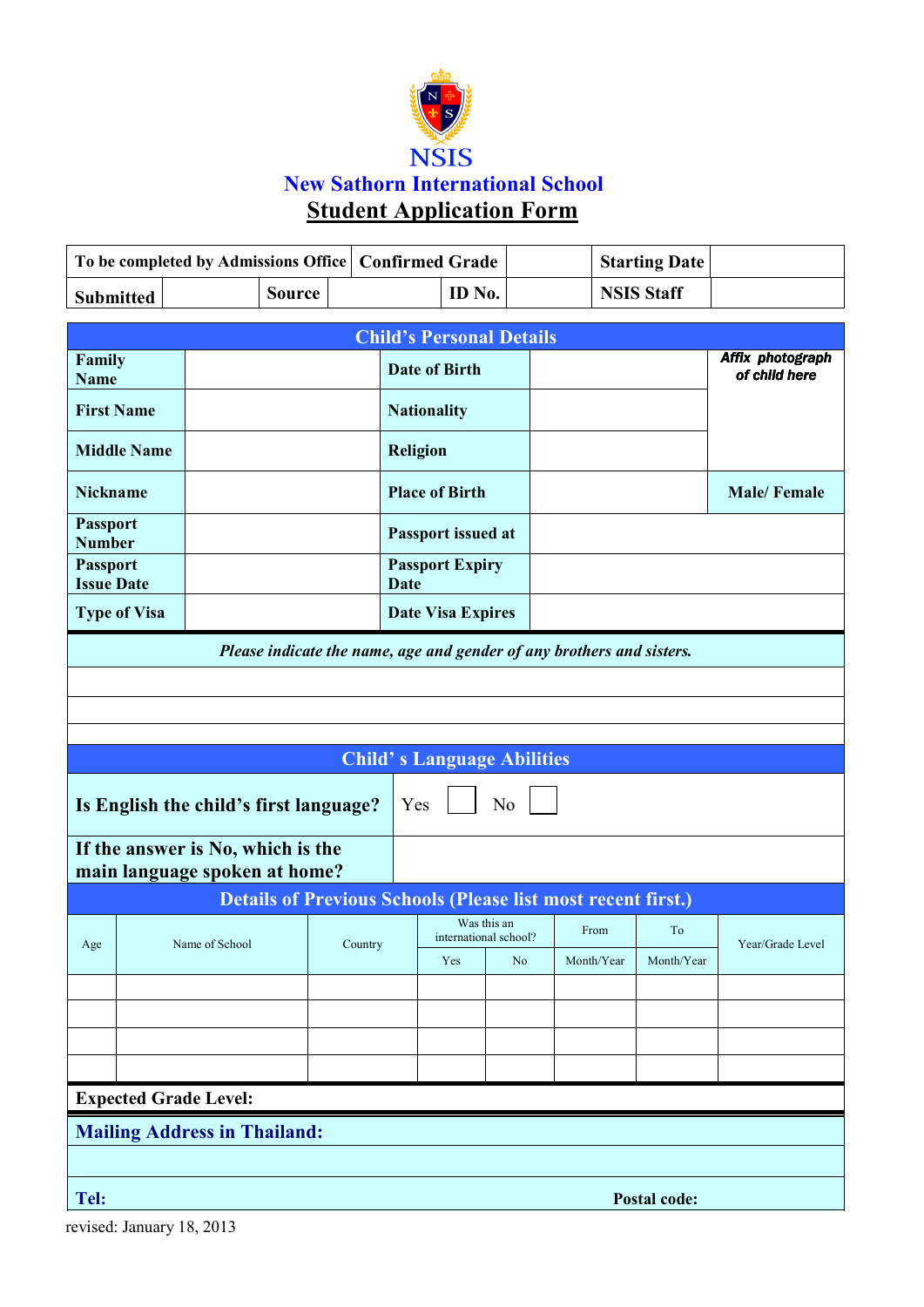NSIS

# New Sathorn International School

## Student Application Form

| To be completed by Admissions Office | | Confirmed Grade | | Starting Date | |
|---|---|---|---|---|---|
| Submitted | | Source | ID No. | NSIS Staff | |

| Child's Personal Details | | | | |
|---|---|---|---|---|
| Family Name | | Date of Birth | | *Affix photograph of child here* |
| First Name | | Nationality | | |
| Middle Name | | Religion | | |
| Nickname | | Place of Birth | | Male/ Female |
| Passport Number | | Passport issued at | | |
| Passport Issue Date | | Passport Expiry Date | | |
| Type of Visa | | Date Visa Expires | | |

| *Please indicate the name, age and gender of any brothers and sisters.* |
|---|
| |
| |
| |

| Child' s Language Abilities | |
|---|---|
| Is English the child's first language? | Yes ☐ No ☐ |
| If the answer is No, which is the main language spoken at home? | |

| Details of Previous Schools (Please list most recent first.) | | | | | | | |
|---|---|---|---|---|---|---|---|
| Age | Name of School | Country | Was this an international school? | | From | To | Year/Grade Level |
| | | | Yes | No | Month/Year | Month/Year | |
| | | | | | | | |
| | | | | | | | |
| | | | | | | | |
| | | | | | | | |

**Expected Grade Level:**

**Mailing Address in Thailand:**

**Tel:** **Postal code:**

revised: January 18, 2013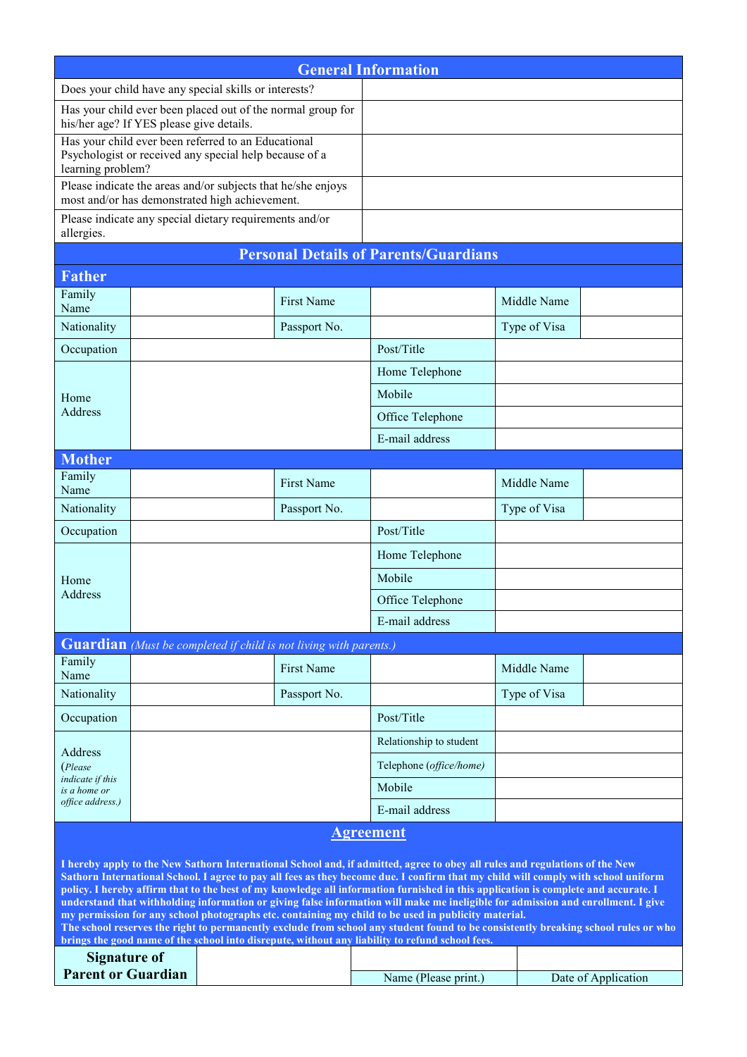## General Information

| | |
|---|---|
| Does your child have any special skills or interests? | |
| Has your child ever been placed out of the normal group for his/her age? If YES please give details. | |
| Has your child ever been referred to an Educational Psychologist or received any special help because of a learning problem? | |
| Please indicate the areas and/or subjects that he/she enjoys most and/or has demonstrated high achievement. | |
| Please indicate any special dietary requirements and/or allergies. | |

## Personal Details of Parents/Guardians

### Father

| | | | | | |
|---|---|---|---|---|---|
| Family Name | | First Name | | Middle Name | |
| Nationality | | Passport No. | | Type of Visa | |
| Occupation | | | Post/Title | | |
| Home Address | | | Home Telephone | | |
| | | | Mobile | | |
| | | | Office Telephone | | |
| | | | E-mail address | | |

### Mother

| | | | | | |
|---|---|---|---|---|---|
| Family Name | | First Name | | Middle Name | |
| Nationality | | Passport No. | | Type of Visa | |
| Occupation | | | Post/Title | | |
| Home Address | | | Home Telephone | | |
| | | | Mobile | | |
| | | | Office Telephone | | |
| | | | E-mail address | | |

### Guardian *(Must be completed if child is not living with parents.)*

| | | | | | |
|---|---|---|---|---|---|
| Family Name | | First Name | | Middle Name | |
| Nationality | | Passport No. | | Type of Visa | |
| Occupation | | | Post/Title | | |
| Address (*Please indicate if this is a home or office address.*) | | | Relationship to student | | |
| | | | Telephone (*office/home*) | | |
| | | | Mobile | | |
| | | | E-mail address | | |

## Agreement

**I hereby apply to the New Sathorn International School and, if admitted, agree to obey all rules and regulations of the New Sathorn International School. I agree to pay all fees as they become due. I confirm that my child will comply with school uniform policy. I hereby affirm that to the best of my knowledge all information furnished in this application is complete and accurate. I understand that withholding information or giving false information will make me ineligible for admission and enrollment. I give my permission for any school photographs etc. containing my child to be used in publicity material.**
**The school reserves the right to permanently exclude from school any student found to be consistently breaking school rules or who brings the good name of the school into disrepute, without any liability to refund school fees.**

| | | | |
|---|---|---|---|
| **Signature of Parent or Guardian** | | | |
| | | Name (Please print.) | Date of Application |